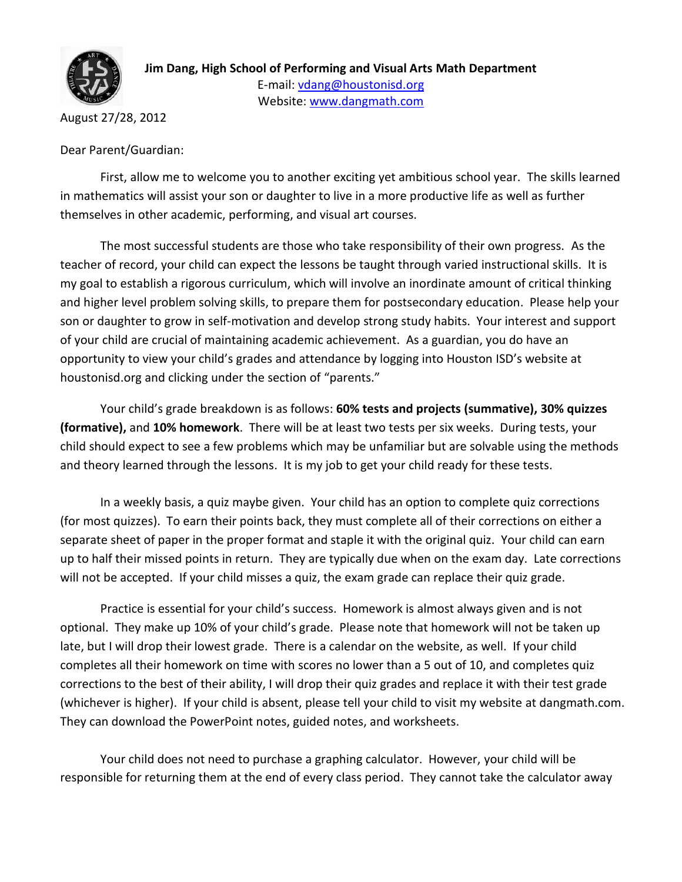**Jim Dang, High School of Performing and Visual Arts Math Department**
E-mail: [vdang@houstonisd.org](mailto:vdang@houstonisd.org)
Website: [www.dangmath.com](http://www.dangmath.com)

August 27/28, 2012

Dear Parent/Guardian:

First, allow me to welcome you to another exciting yet ambitious school year. The skills learned in mathematics will assist your son or daughter to live in a more productive life as well as further themselves in other academic, performing, and visual art courses.

The most successful students are those who take responsibility of their own progress. As the teacher of record, your child can expect the lessons be taught through varied instructional skills. It is my goal to establish a rigorous curriculum, which will involve an inordinate amount of critical thinking and higher level problem solving skills, to prepare them for postsecondary education. Please help your son or daughter to grow in self-motivation and develop strong study habits. Your interest and support of your child are crucial of maintaining academic achievement. As a guardian, you do have an opportunity to view your child's grades and attendance by logging into Houston ISD's website at houstonisd.org and clicking under the section of "parents."

Your child's grade breakdown is as follows: **60% tests and projects (summative), 30% quizzes (formative),** and **10% homework**. There will be at least two tests per six weeks. During tests, your child should expect to see a few problems which may be unfamiliar but are solvable using the methods and theory learned through the lessons. It is my job to get your child ready for these tests.

In a weekly basis, a quiz maybe given. Your child has an option to complete quiz corrections (for most quizzes). To earn their points back, they must complete all of their corrections on either a separate sheet of paper in the proper format and staple it with the original quiz. Your child can earn up to half their missed points in return. They are typically due when on the exam day. Late corrections will not be accepted. If your child misses a quiz, the exam grade can replace their quiz grade.

Practice is essential for your child's success. Homework is almost always given and is not optional. They make up 10% of your child's grade. Please note that homework will not be taken up late, but I will drop their lowest grade. There is a calendar on the website, as well. If your child completes all their homework on time with scores no lower than a 5 out of 10, and completes quiz corrections to the best of their ability, I will drop their quiz grades and replace it with their test grade (whichever is higher). If your child is absent, please tell your child to visit my website at dangmath.com. They can download the PowerPoint notes, guided notes, and worksheets.

Your child does not need to purchase a graphing calculator. However, your child will be responsible for returning them at the end of every class period. They cannot take the calculator away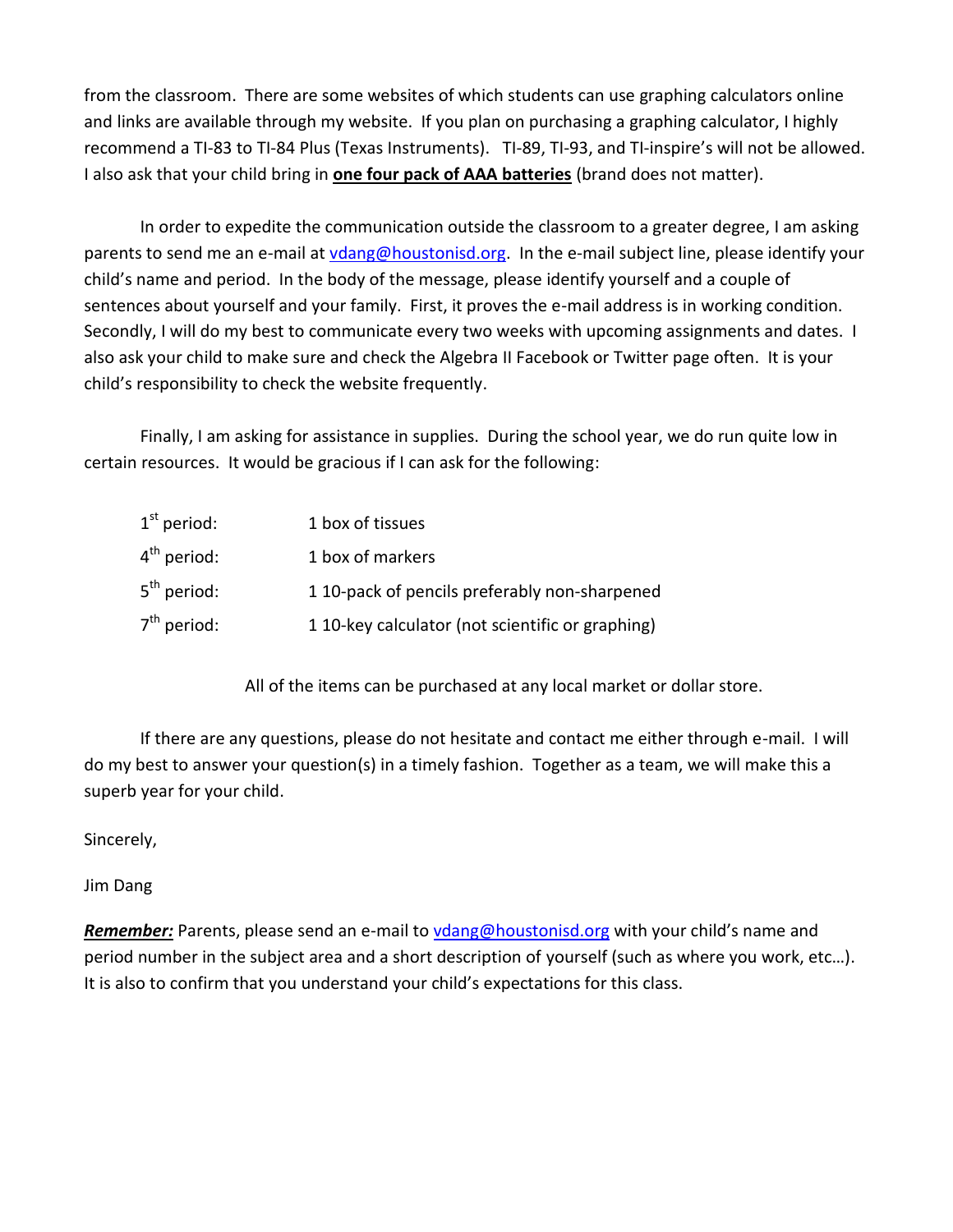from the classroom. There are some websites of which students can use graphing calculators online and links are available through my website. If you plan on purchasing a graphing calculator, I highly recommend a TI-83 to TI-84 Plus (Texas Instruments). TI-89, TI-93, and TI-inspire's will not be allowed. I also ask that your child bring in **one four pack of AAA batteries** (brand does not matter).

In order to expedite the communication outside the classroom to a greater degree, I am asking parents to send me an e-mail at vdang@houstonisd.org. In the e-mail subject line, please identify your child's name and period. In the body of the message, please identify yourself and a couple of sentences about yourself and your family. First, it proves the e-mail address is in working condition. Secondly, I will do my best to communicate every two weeks with upcoming assignments and dates. I also ask your child to make sure and check the Algebra II Facebook or Twitter page often. It is your child's responsibility to check the website frequently.

Finally, I am asking for assistance in supplies. During the school year, we do run quite low in certain resources. It would be gracious if I can ask for the following:

| | |
|---|---|
| 1st period: | 1 box of tissues |
| 4th period: | 1 box of markers |
| 5th period: | 1 10-pack of pencils preferably non-sharpened |
| 7th period: | 1 10-key calculator (not scientific or graphing) |

All of the items can be purchased at any local market or dollar store.

If there are any questions, please do not hesitate and contact me either through e-mail. I will do my best to answer your question(s) in a timely fashion. Together as a team, we will make this a superb year for your child.

Sincerely,

Jim Dang

***Remember:*** Parents, please send an e-mail to vdang@houstonisd.org with your child's name and period number in the subject area and a short description of yourself (such as where you work, etc…). It is also to confirm that you understand your child's expectations for this class.